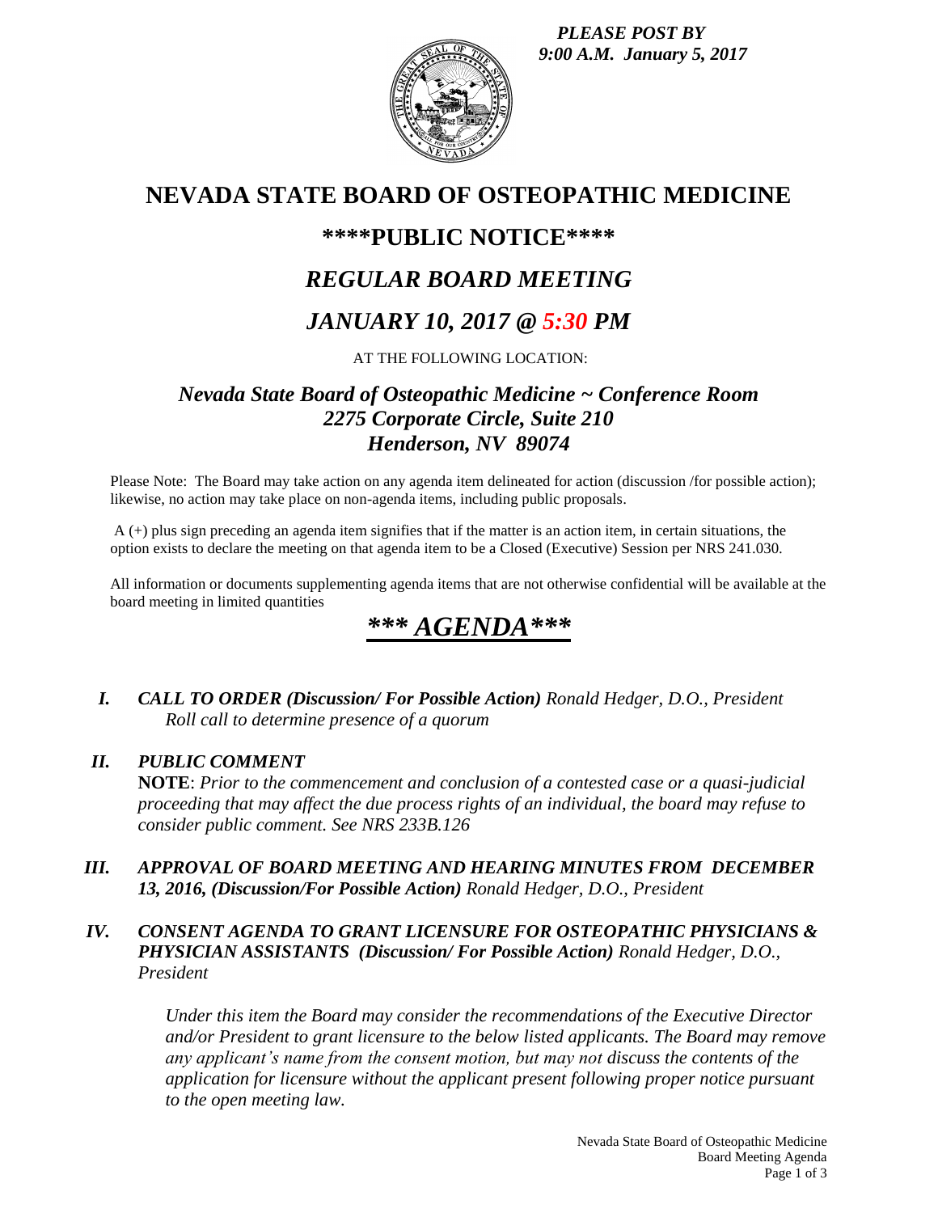*PLEASE POST BY 9:00 A.M. January 5, 2017*

# NEVADA STATE BOARD OF OSTEOPATHIC MEDICINE

## \*\*\*\*PUBLIC NOTICE\*\*\*\*

## *REGULAR BOARD MEETING*

## *JANUARY 10, 2017 @ 5:30 PM*

AT THE FOLLOWING LOCATION:

### *Nevada State Board of Osteopathic Medicine ~ Conference Room*
### *2275 Corporate Circle, Suite 210*
### *Henderson, NV 89074*

Please Note: The Board may take action on any agenda item delineated for action (discussion /for possible action); likewise, no action may take place on non-agenda items, including public proposals.

A (+) plus sign preceding an agenda item signifies that if the matter is an action item, in certain situations, the option exists to declare the meeting on that agenda item to be a Closed (Executive) Session per NRS 241.030.

All information or documents supplementing agenda items that are not otherwise confidential will be available at the board meeting in limited quantities

## ***\*\*\* AGENDA\*\*\****

**I.** ***CALL TO ORDER (Discussion/ For Possible Action)*** *Ronald Hedger, D.O., President*
*Roll call to determine presence of a quorum*

**II.** ***PUBLIC COMMENT***
**NOTE**: *Prior to the commencement and conclusion of a contested case or a quasi-judicial proceeding that may affect the due process rights of an individual, the board may refuse to consider public comment. See NRS 233B.126*

**III.** ***APPROVAL OF BOARD MEETING AND HEARING MINUTES FROM DECEMBER 13, 2016, (Discussion/For Possible Action)*** *Ronald Hedger, D.O., President*

**IV.** ***CONSENT AGENDA TO GRANT LICENSURE FOR OSTEOPATHIC PHYSICIANS & PHYSICIAN ASSISTANTS (Discussion/ For Possible Action)*** *Ronald Hedger, D.O., President*

*Under this item the Board may consider the recommendations of the Executive Director and/or President to grant licensure to the below listed applicants. The Board may remove any applicant's name from the consent motion, but may not discuss the contents of the application for licensure without the applicant present following proper notice pursuant to the open meeting law.*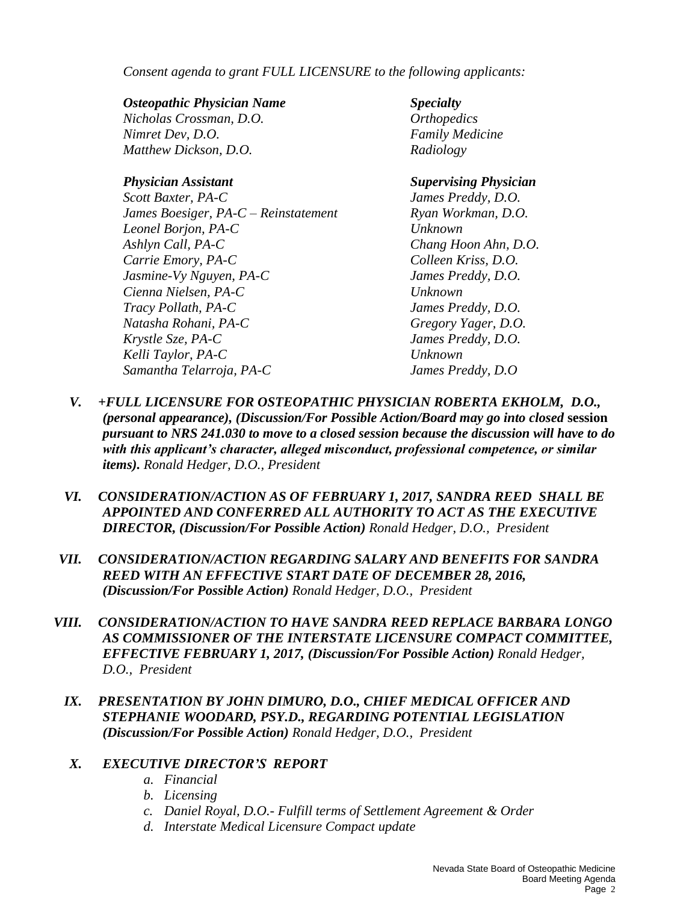*Consent agenda to grant FULL LICENSURE to the following applicants:*

| ***Osteopathic Physician Name*** | ***Specialty*** |
|---|---|
| *Nicholas Crossman, D.O.* | *Orthopedics* |
| *Nimret Dev, D.O.* | *Family Medicine* |
| *Matthew Dickson, D.O.* | *Radiology* |

| ***Physician Assistant*** | ***Supervising Physician*** |
|---|---|
| *Scott Baxter, PA-C* | *James Preddy, D.O.* |
| *James Boesiger, PA-C – Reinstatement* | *Ryan Workman, D.O.* |
| *Leonel Borjon, PA-C* | *Unknown* |
| *Ashlyn Call, PA-C* | *Chang Hoon Ahn, D.O.* |
| *Carrie Emory, PA-C* | *Colleen Kriss, D.O.* |
| *Jasmine-Vy Nguyen, PA-C* | *James Preddy, D.O.* |
| *Cienna Nielsen, PA-C* | *Unknown* |
| *Tracy Pollath, PA-C* | *James Preddy, D.O.* |
| *Natasha Rohani, PA-C* | *Gregory Yager, D.O.* |
| *Krystle Sze, PA-C* | *James Preddy, D.O.* |
| *Kelli Taylor, PA-C* | *Unknown* |
| *Samantha Telarroja, PA-C* | *James Preddy, D.O* |

V. ***+FULL LICENSURE FOR OSTEOPATHIC PHYSICIAN ROBERTA EKHOLM, D.O., (personal appearance), (Discussion/For Possible Action/Board may go into closed* session *pursuant to NRS 241.030 to move to a closed session because the discussion will have to do with this applicant's character, alleged misconduct, professional competence, or similar items).*** *Ronald Hedger, D.O., President*

VI. ***CONSIDERATION/ACTION AS OF FEBRUARY 1, 2017, SANDRA REED SHALL BE APPOINTED AND CONFERRED ALL AUTHORITY TO ACT AS THE EXECUTIVE DIRECTOR, (Discussion/For Possible Action)*** *Ronald Hedger, D.O., President*

VII. ***CONSIDERATION/ACTION REGARDING SALARY AND BENEFITS FOR SANDRA REED WITH AN EFFECTIVE START DATE OF DECEMBER 28, 2016, (Discussion/For Possible Action)*** *Ronald Hedger, D.O., President*

VIII. ***CONSIDERATION/ACTION TO HAVE SANDRA REED REPLACE BARBARA LONGO AS COMMISSIONER OF THE INTERSTATE LICENSURE COMPACT COMMITTEE, EFFECTIVE FEBRUARY 1, 2017, (Discussion/For Possible Action)*** *Ronald Hedger, D.O., President*

IX. ***PRESENTATION BY JOHN DIMURO, D.O., CHIEF MEDICAL OFFICER AND STEPHANIE WOODARD, PSY.D., REGARDING POTENTIAL LEGISLATION (Discussion/For Possible Action)*** *Ronald Hedger, D.O., President*

X. ***EXECUTIVE DIRECTOR'S REPORT***
   - a. *Financial*
   - b. *Licensing*
   - c. *Daniel Royal, D.O.- Fulfill terms of Settlement Agreement & Order*
   - d. *Interstate Medical Licensure Compact update*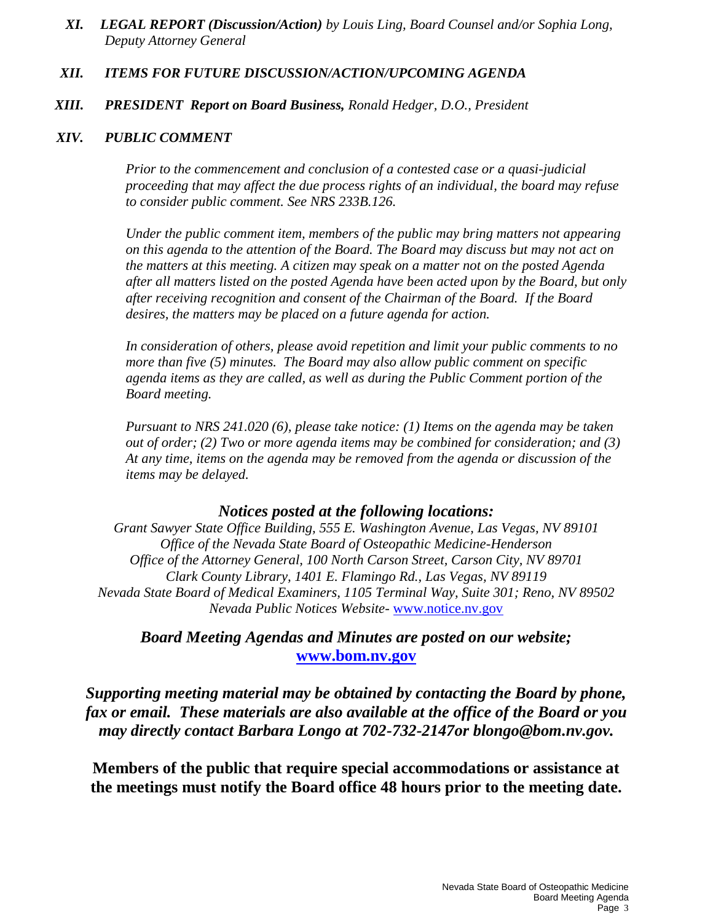***XI. LEGAL REPORT (Discussion/Action)*** *by Louis Ling, Board Counsel and/or Sophia Long, Deputy Attorney General*

***XII. ITEMS FOR FUTURE DISCUSSION/ACTION/UPCOMING AGENDA***

***XIII. PRESIDENT Report on Board Business,*** *Ronald Hedger, D.O., President*

***XIV. PUBLIC COMMENT***

*Prior to the commencement and conclusion of a contested case or a quasi-judicial proceeding that may affect the due process rights of an individual, the board may refuse to consider public comment. See NRS 233B.126.*

*Under the public comment item, members of the public may bring matters not appearing on this agenda to the attention of the Board. The Board may discuss but may not act on the matters at this meeting. A citizen may speak on a matter not on the posted Agenda after all matters listed on the posted Agenda have been acted upon by the Board, but only after receiving recognition and consent of the Chairman of the Board. If the Board desires, the matters may be placed on a future agenda for action.*

*In consideration of others, please avoid repetition and limit your public comments to no more than five (5) minutes. The Board may also allow public comment on specific agenda items as they are called, as well as during the Public Comment portion of the Board meeting.*

*Pursuant to NRS 241.020 (6), please take notice: (1) Items on the agenda may be taken out of order; (2) Two or more agenda items may be combined for consideration; and (3) At any time, items on the agenda may be removed from the agenda or discussion of the items may be delayed.*

***Notices posted at the following locations:***

*Grant Sawyer State Office Building, 555 E. Washington Avenue, Las Vegas, NV 89101*
*Office of the Nevada State Board of Osteopathic Medicine-Henderson*
*Office of the Attorney General, 100 North Carson Street, Carson City, NV 89701*
*Clark County Library, 1401 E. Flamingo Rd., Las Vegas, NV 89119*
*Nevada State Board of Medical Examiners, 1105 Terminal Way, Suite 301; Reno, NV 89502*
*Nevada Public Notices Website-* www.notice.nv.gov

***Board Meeting Agendas and Minutes are posted on our website;***
**www.bom.nv.gov**

***Supporting meeting material may be obtained by contacting the Board by phone, fax or email. These materials are also available at the office of the Board or you may directly contact Barbara Longo at 702-732-2147or blongo@bom.nv.gov.***

**Members of the public that require special accommodations or assistance at the meetings must notify the Board office 48 hours prior to the meeting date.**